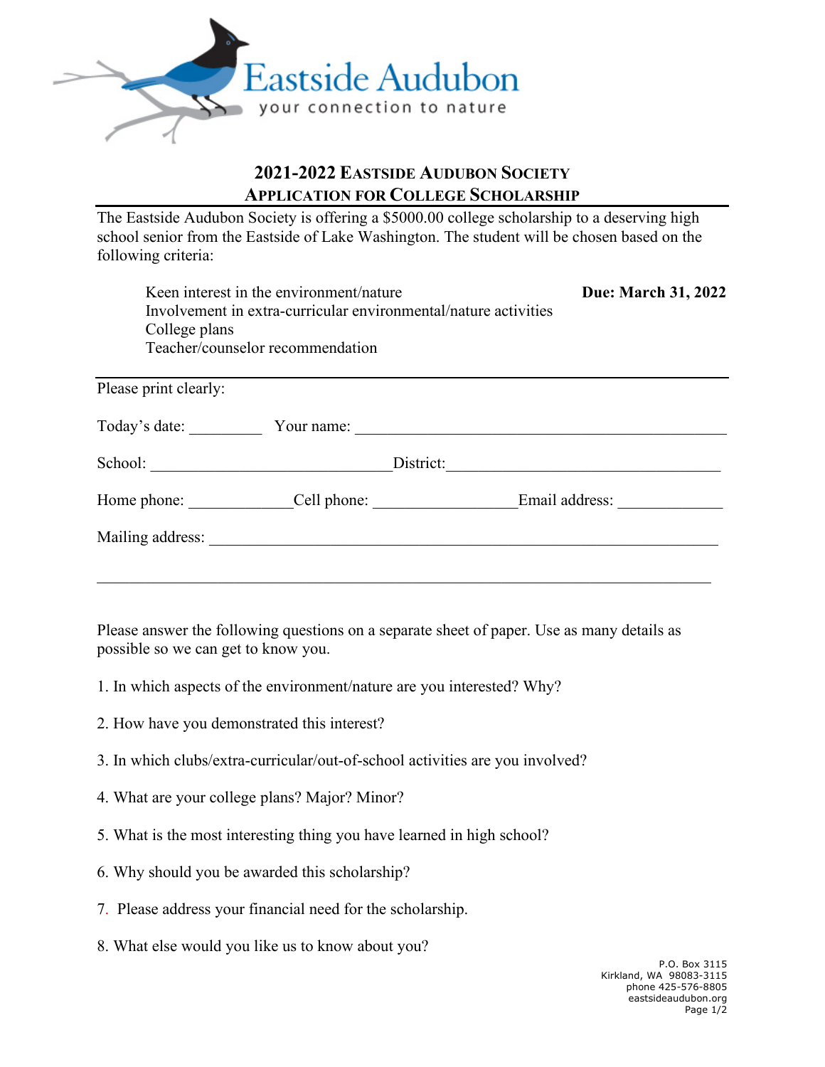Eastside Audubon

your connection to nature

## 2021-2022 Eastside Audubon Society
## Application for College Scholarship

The Eastside Audubon Society is offering a $5000.00 college scholarship to a deserving high school senior from the Eastside of Lake Washington. The student will be chosen based on the following criteria:

Keen interest in the environment/nature
Involvement in extra-curricular environmental/nature activities
College plans
Teacher/counselor recommendation

**Due: March 31, 2022**

---

Please print clearly:

Today's date: _________ Your name: _______________________________________________

School: ______________________________District:___________________________________

Home phone: _____________Cell phone: _________________Email address: _____________

Mailing address: _________________________________________________________________

_______________________________________________________________________________

Please answer the following questions on a separate sheet of paper. Use as many details as possible so we can get to know you.

1. In which aspects of the environment/nature are you interested? Why?

2. How have you demonstrated this interest?

3. In which clubs/extra-curricular/out-of-school activities are you involved?

4. What are your college plans? Major? Minor?

5. What is the most interesting thing you have learned in high school?

6. Why should you be awarded this scholarship?

7. Please address your financial need for the scholarship.

8. What else would you like us to know about you?

P.O. Box 3115
Kirkland, WA 98083-3115
phone 425-576-8805
eastsideaudubon.org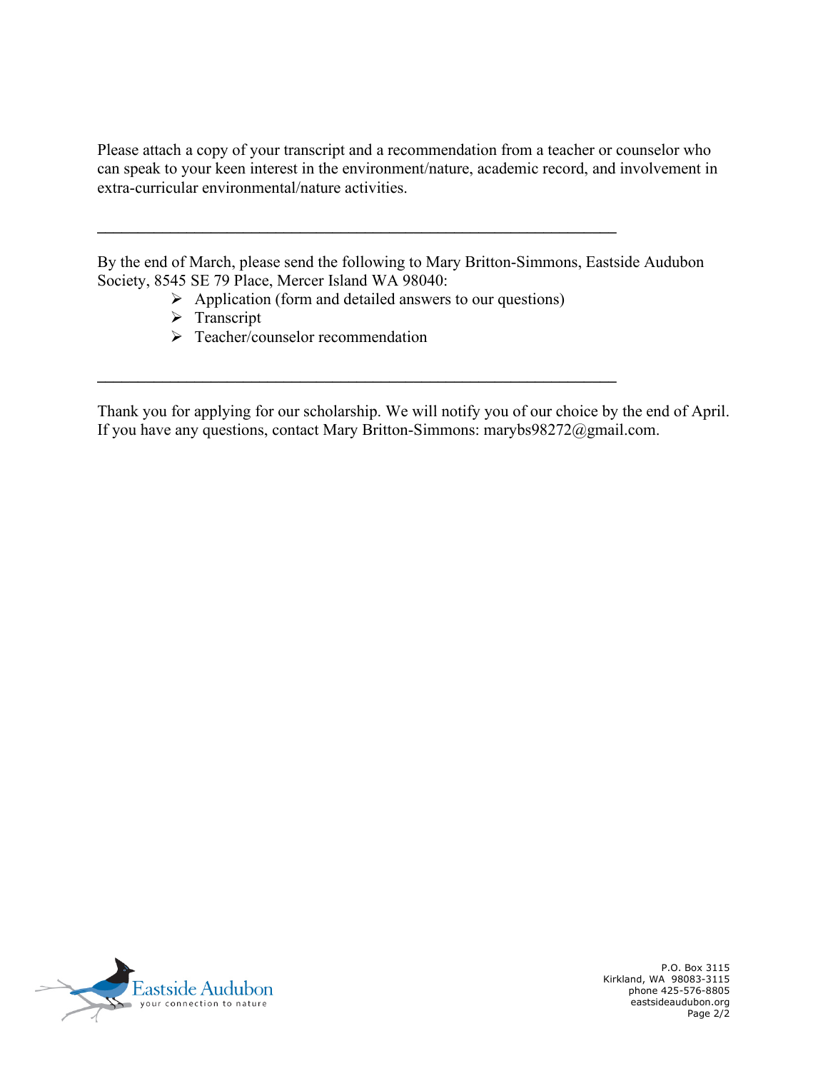Please attach a copy of your transcript and a recommendation from a teacher or counselor who can speak to your keen interest in the environment/nature, academic record, and involvement in extra-curricular environmental/nature activities.

---

By the end of March, please send the following to Mary Britton-Simmons, Eastside Audubon Society, 8545 SE 79 Place, Mercer Island WA 98040:

- Application (form and detailed answers to our questions)
- Transcript
- Teacher/counselor recommendation

---

Thank you for applying for our scholarship. We will notify you of our choice by the end of April. If you have any questions, contact Mary Britton-Simmons: marybs98272@gmail.com.

Eastside Audubon
your connection to nature

P.O. Box 3115
Kirkland, WA 98083-3115
phone 425-576-8805
eastsideaudubon.org